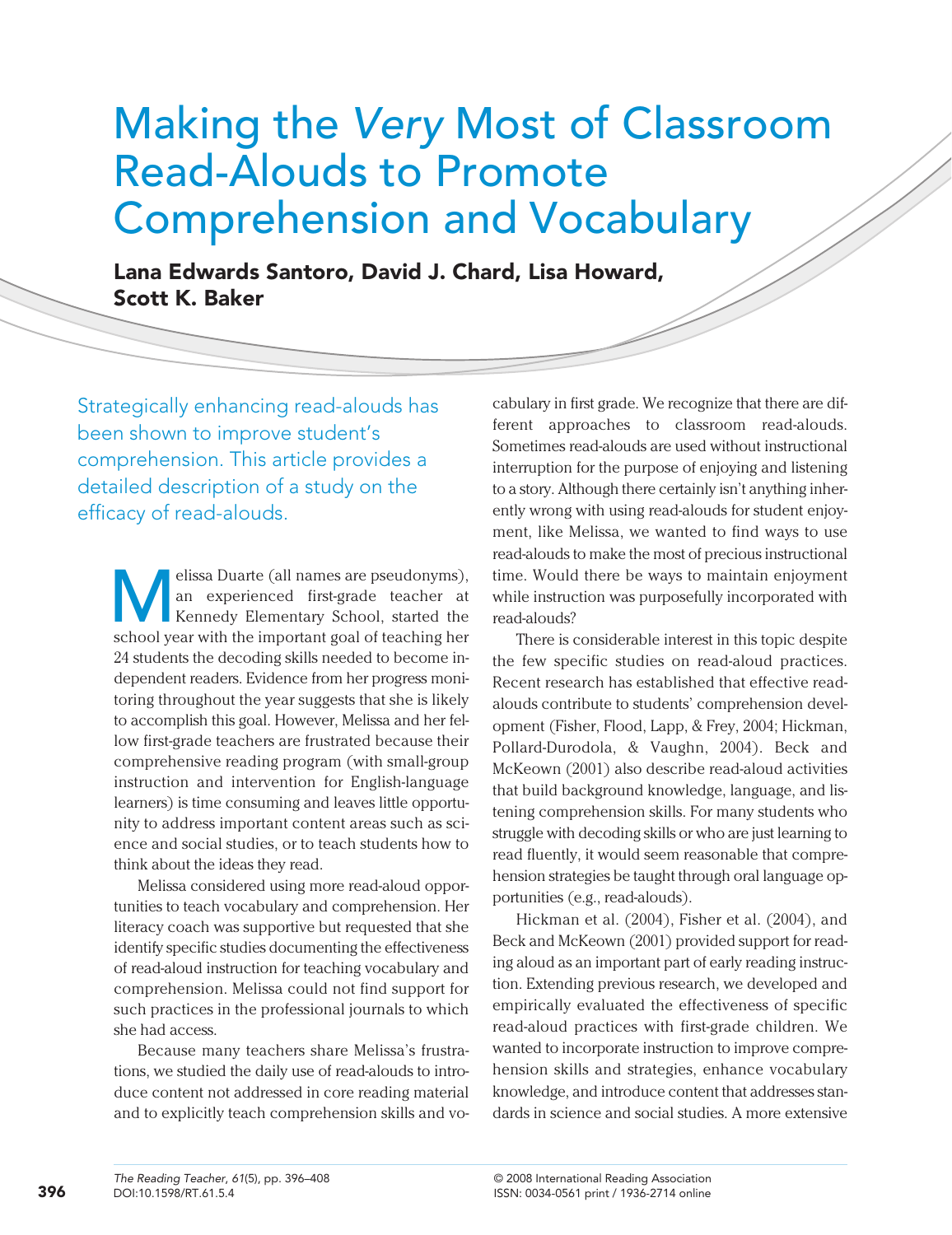# Making the *Very* Most of Classroom Read-Alouds to Promote Comprehension and Vocabulary

**Lana Edwards Santoro, David J. Chard, Lisa Howard, Scott K. Baker**

Strategically enhancing read-alouds has been shown to improve student's comprehension. This article provides a detailed description of a study on the efficacy of read-alouds.

Melissa Duarte (all names are pseudonyms), an experienced first-grade teacher at Kennedy Elementary School, started the school year with the important goal of teaching her 24 students the decoding skills needed to become independent readers. Evidence from her progress monitoring throughout the year suggests that she is likely to accomplish this goal. However, Melissa and her fellow first-grade teachers are frustrated because their comprehensive reading program (with small-group instruction and intervention for English-language learners) is time consuming and leaves little opportunity to address important content areas such as science and social studies, or to teach students how to think about the ideas they read.

Melissa considered using more read-aloud opportunities to teach vocabulary and comprehension. Her literacy coach was supportive but requested that she identify specific studies documenting the effectiveness of read-aloud instruction for teaching vocabulary and comprehension. Melissa could not find support for such practices in the professional journals to which she had access.

Because many teachers share Melissa's frustrations, we studied the daily use of read-alouds to introduce content not addressed in core reading material and to explicitly teach comprehension skills and vocabulary in first grade. We recognize that there are different approaches to classroom read-alouds. Sometimes read-alouds are used without instructional interruption for the purpose of enjoying and listening to a story. Although there certainly isn't anything inherently wrong with using read-alouds for student enjoyment, like Melissa, we wanted to find ways to use read-alouds to make the most of precious instructional time. Would there be ways to maintain enjoyment while instruction was purposefully incorporated with read-alouds?

There is considerable interest in this topic despite the few specific studies on read-aloud practices. Recent research has established that effective read-alouds contribute to students' comprehension development (Fisher, Flood, Lapp, & Frey, 2004; Hickman, Pollard-Durodola, & Vaughn, 2004). Beck and McKeown (2001) also describe read-aloud activities that build background knowledge, language, and listening comprehension skills. For many students who struggle with decoding skills or who are just learning to read fluently, it would seem reasonable that comprehension strategies be taught through oral language opportunities (e.g., read-alouds).

Hickman et al. (2004), Fisher et al. (2004), and Beck and McKeown (2001) provided support for reading aloud as an important part of early reading instruction. Extending previous research, we developed and empirically evaluated the effectiveness of specific read-aloud practices with first-grade children. We wanted to incorporate instruction to improve comprehension skills and strategies, enhance vocabulary knowledge, and introduce content that addresses standards in science and social studies. A more extensive

*The Reading Teacher*, 61(5), pp. 396–408
DOI:10.1598/RT.61.5.4

© 2008 International Reading Association
ISSN: 0034-0561 print / 1936-2714 online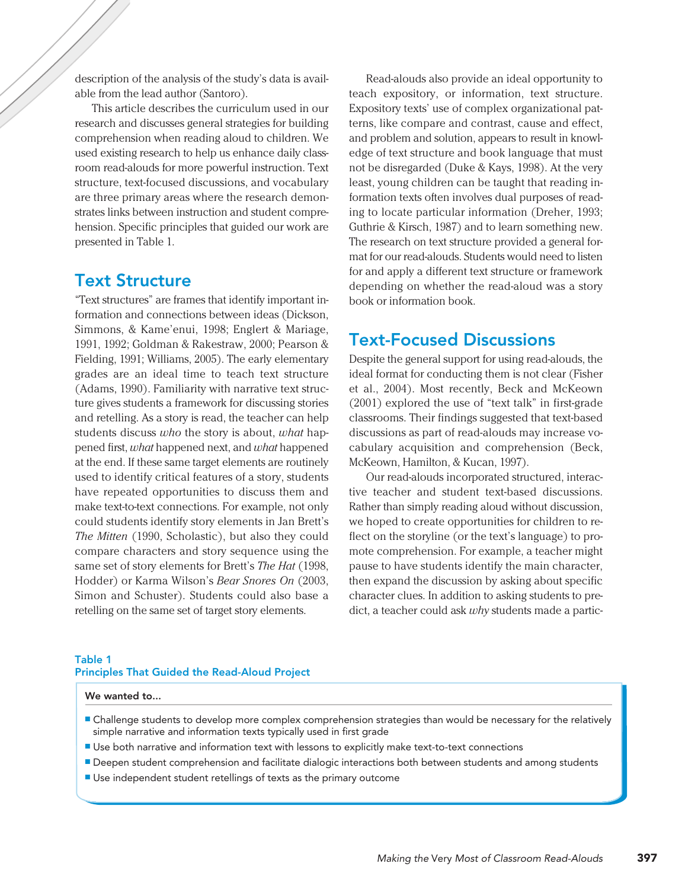description of the analysis of the study's data is available from the lead author (Santoro).

This article describes the curriculum used in our research and discusses general strategies for building comprehension when reading aloud to children. We used existing research to help us enhance daily classroom read-alouds for more powerful instruction. Text structure, text-focused discussions, and vocabulary are three primary areas where the research demonstrates links between instruction and student comprehension. Specific principles that guided our work are presented in Table 1.

## Text Structure

"Text structures" are frames that identify important information and connections between ideas (Dickson, Simmons, & Kame'enui, 1998; Englert & Mariage, 1991, 1992; Goldman & Rakestraw, 2000; Pearson & Fielding, 1991; Williams, 2005). The early elementary grades are an ideal time to teach text structure (Adams, 1990). Familiarity with narrative text structure gives students a framework for discussing stories and retelling. As a story is read, the teacher can help students discuss *who* the story is about, *what* happened first, *what* happened next, and *what* happened at the end. If these same target elements are routinely used to identify critical features of a story, students have repeated opportunities to discuss them and make text-to-text connections. For example, not only could students identify story elements in Jan Brett's *The Mitten* (1990, Scholastic), but also they could compare characters and story sequence using the same set of story elements for Brett's *The Hat* (1998, Hodder) or Karma Wilson's *Bear Snores On* (2003, Simon and Schuster). Students could also base a retelling on the same set of target story elements.

Read-alouds also provide an ideal opportunity to teach expository, or information, text structure. Expository texts' use of complex organizational patterns, like compare and contrast, cause and effect, and problem and solution, appears to result in knowledge of text structure and book language that must not be disregarded (Duke & Kays, 1998). At the very least, young children can be taught that reading information texts often involves dual purposes of reading to locate particular information (Dreher, 1993; Guthrie & Kirsch, 1987) and to learn something new. The research on text structure provided a general format for our read-alouds. Students would need to listen for and apply a different text structure or framework depending on whether the read-aloud was a story book or information book.

## Text-Focused Discussions

Despite the general support for using read-alouds, the ideal format for conducting them is not clear (Fisher et al., 2004). Most recently, Beck and McKeown (2001) explored the use of "text talk" in first-grade classrooms. Their findings suggested that text-based discussions as part of read-alouds may increase vocabulary acquisition and comprehension (Beck, McKeown, Hamilton, & Kucan, 1997).

Our read-alouds incorporated structured, interactive teacher and student text-based discussions. Rather than simply reading aloud without discussion, we hoped to create opportunities for children to reflect on the storyline (or the text's language) to promote comprehension. For example, a teacher might pause to have students identify the main character, then expand the discussion by asking about specific character clues. In addition to asking students to predict, a teacher could ask *why* students made a partic-

**Table 1**
**Principles That Guided the Read-Aloud Project**

**We wanted to...**

- Challenge students to develop more complex comprehension strategies than would be necessary for the relatively simple narrative and information texts typically used in first grade
- Use both narrative and information text with lessons to explicitly make text-to-text connections
- Deepen student comprehension and facilitate dialogic interactions both between students and among students
- Use independent student retellings of texts as the primary outcome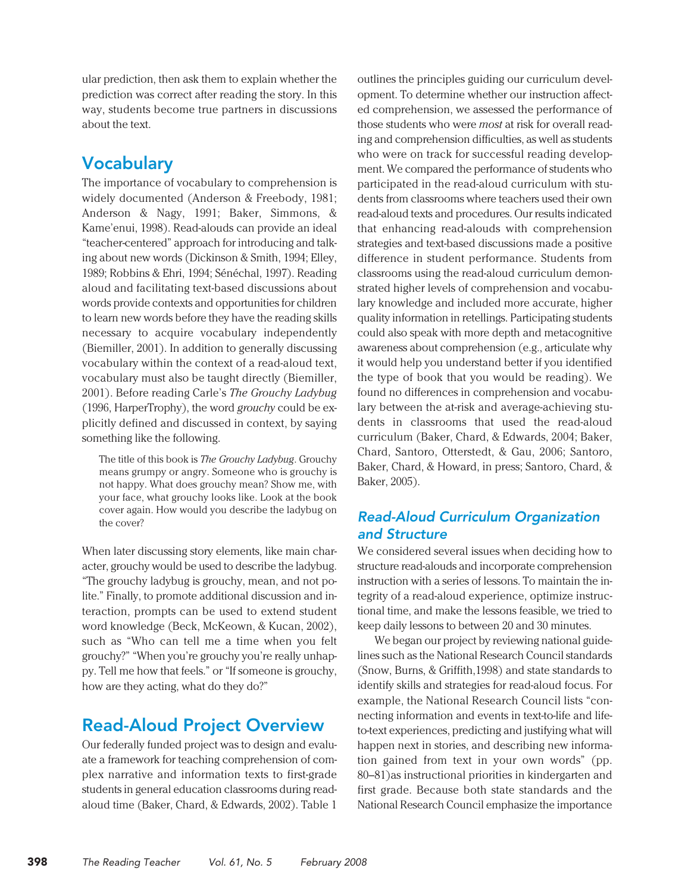ular prediction, then ask them to explain whether the prediction was correct after reading the story. In this way, students become true partners in discussions about the text.

## Vocabulary

The importance of vocabulary to comprehension is widely documented (Anderson & Freebody, 1981; Anderson & Nagy, 1991; Baker, Simmons, & Kame'enui, 1998). Read-alouds can provide an ideal "teacher-centered" approach for introducing and talking about new words (Dickinson & Smith, 1994; Elley, 1989; Robbins & Ehri, 1994; Sénéchal, 1997). Reading aloud and facilitating text-based discussions about words provide contexts and opportunities for children to learn new words before they have the reading skills necessary to acquire vocabulary independently (Biemiller, 2001). In addition to generally discussing vocabulary within the context of a read-aloud text, vocabulary must also be taught directly (Biemiller, 2001). Before reading Carle's *The Grouchy Ladybug* (1996, HarperTrophy), the word *grouchy* could be explicitly defined and discussed in context, by saying something like the following.

> The title of this book is *The Grouchy Ladybug*. Grouchy means grumpy or angry. Someone who is grouchy is not happy. What does grouchy mean? Show me, with your face, what grouchy looks like. Look at the book cover again. How would you describe the ladybug on the cover?

When later discussing story elements, like main character, grouchy would be used to describe the ladybug. "The grouchy ladybug is grouchy, mean, and not polite." Finally, to promote additional discussion and interaction, prompts can be used to extend student word knowledge (Beck, McKeown, & Kucan, 2002), such as "Who can tell me a time when you felt grouchy?" "When you're grouchy you're really unhappy. Tell me how that feels." or "If someone is grouchy, how are they acting, what do they do?"

## Read-Aloud Project Overview

Our federally funded project was to design and evaluate a framework for teaching comprehension of complex narrative and information texts to first-grade students in general education classrooms during read-aloud time (Baker, Chard, & Edwards, 2002). Table 1 outlines the principles guiding our curriculum development. To determine whether our instruction affected comprehension, we assessed the performance of those students who were *most* at risk for overall reading and comprehension difficulties, as well as students who were on track for successful reading development. We compared the performance of students who participated in the read-aloud curriculum with students from classrooms where teachers used their own read-aloud texts and procedures. Our results indicated that enhancing read-alouds with comprehension strategies and text-based discussions made a positive difference in student performance. Students from classrooms using the read-aloud curriculum demonstrated higher levels of comprehension and vocabulary knowledge and included more accurate, higher quality information in retellings. Participating students could also speak with more depth and metacognitive awareness about comprehension (e.g., articulate why it would help you understand better if you identified the type of book that you would be reading). We found no differences in comprehension and vocabulary between the at-risk and average-achieving students in classrooms that used the read-aloud curriculum (Baker, Chard, & Edwards, 2004; Baker, Chard, Santoro, Otterstedt, & Gau, 2006; Santoro, Baker, Chard, & Howard, in press; Santoro, Chard, & Baker, 2005).

### Read-Aloud Curriculum Organization and Structure

We considered several issues when deciding how to structure read-alouds and incorporate comprehension instruction with a series of lessons. To maintain the integrity of a read-aloud experience, optimize instructional time, and make the lessons feasible, we tried to keep daily lessons to between 20 and 30 minutes.

We began our project by reviewing national guidelines such as the National Research Council standards (Snow, Burns, & Griffith,1998) and state standards to identify skills and strategies for read-aloud focus. For example, the National Research Council lists "connecting information and events in text-to-life and life-to-text experiences, predicting and justifying what will happen next in stories, and describing new information gained from text in your own words" (pp. 80–81)as instructional priorities in kindergarten and first grade. Because both state standards and the National Research Council emphasize the importance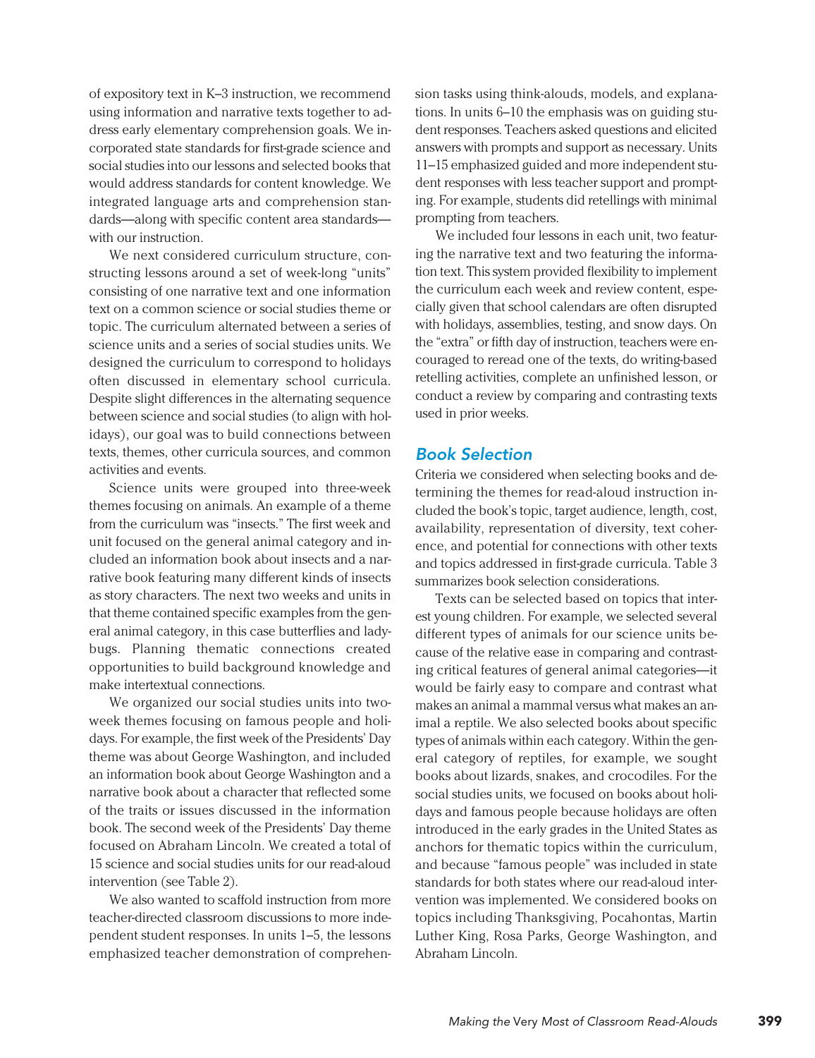of expository text in K–3 instruction, we recommend using information and narrative texts together to address early elementary comprehension goals. We incorporated state standards for first-grade science and social studies into our lessons and selected books that would address standards for content knowledge. We integrated language arts and comprehension standards—along with specific content area standards—with our instruction.

We next considered curriculum structure, constructing lessons around a set of week-long "units" consisting of one narrative text and one information text on a common science or social studies theme or topic. The curriculum alternated between a series of science units and a series of social studies units. We designed the curriculum to correspond to holidays often discussed in elementary school curricula. Despite slight differences in the alternating sequence between science and social studies (to align with holidays), our goal was to build connections between texts, themes, other curricula sources, and common activities and events.

Science units were grouped into three-week themes focusing on animals. An example of a theme from the curriculum was "insects." The first week and unit focused on the general animal category and included an information book about insects and a narrative book featuring many different kinds of insects as story characters. The next two weeks and units in that theme contained specific examples from the general animal category, in this case butterflies and ladybugs. Planning thematic connections created opportunities to build background knowledge and make intertextual connections.

We organized our social studies units into two-week themes focusing on famous people and holidays. For example, the first week of the Presidents' Day theme was about George Washington, and included an information book about George Washington and a narrative book about a character that reflected some of the traits or issues discussed in the information book. The second week of the Presidents' Day theme focused on Abraham Lincoln. We created a total of 15 science and social studies units for our read-aloud intervention (see Table 2).

We also wanted to scaffold instruction from more teacher-directed classroom discussions to more independent student responses. In units 1–5, the lessons emphasized teacher demonstration of comprehension tasks using think-alouds, models, and explanations. In units 6–10 the emphasis was on guiding student responses. Teachers asked questions and elicited answers with prompts and support as necessary. Units 11–15 emphasized guided and more independent student responses with less teacher support and prompting. For example, students did retellings with minimal prompting from teachers.

We included four lessons in each unit, two featuring the narrative text and two featuring the information text. This system provided flexibility to implement the curriculum each week and review content, especially given that school calendars are often disrupted with holidays, assemblies, testing, and snow days. On the "extra" or fifth day of instruction, teachers were encouraged to reread one of the texts, do writing-based retelling activities, complete an unfinished lesson, or conduct a review by comparing and contrasting texts used in prior weeks.

## Book Selection

Criteria we considered when selecting books and determining the themes for read-aloud instruction included the book's topic, target audience, length, cost, availability, representation of diversity, text coherence, and potential for connections with other texts and topics addressed in first-grade curricula. Table 3 summarizes book selection considerations.

Texts can be selected based on topics that interest young children. For example, we selected several different types of animals for our science units because of the relative ease in comparing and contrasting critical features of general animal categories—it would be fairly easy to compare and contrast what makes an animal a mammal versus what makes an animal a reptile. We also selected books about specific types of animals within each category. Within the general category of reptiles, for example, we sought books about lizards, snakes, and crocodiles. For the social studies units, we focused on books about holidays and famous people because holidays are often introduced in the early grades in the United States as anchors for thematic topics within the curriculum, and because "famous people" was included in state standards for both states where our read-aloud intervention was implemented. We considered books on topics including Thanksgiving, Pocahontas, Martin Luther King, Rosa Parks, George Washington, and Abraham Lincoln.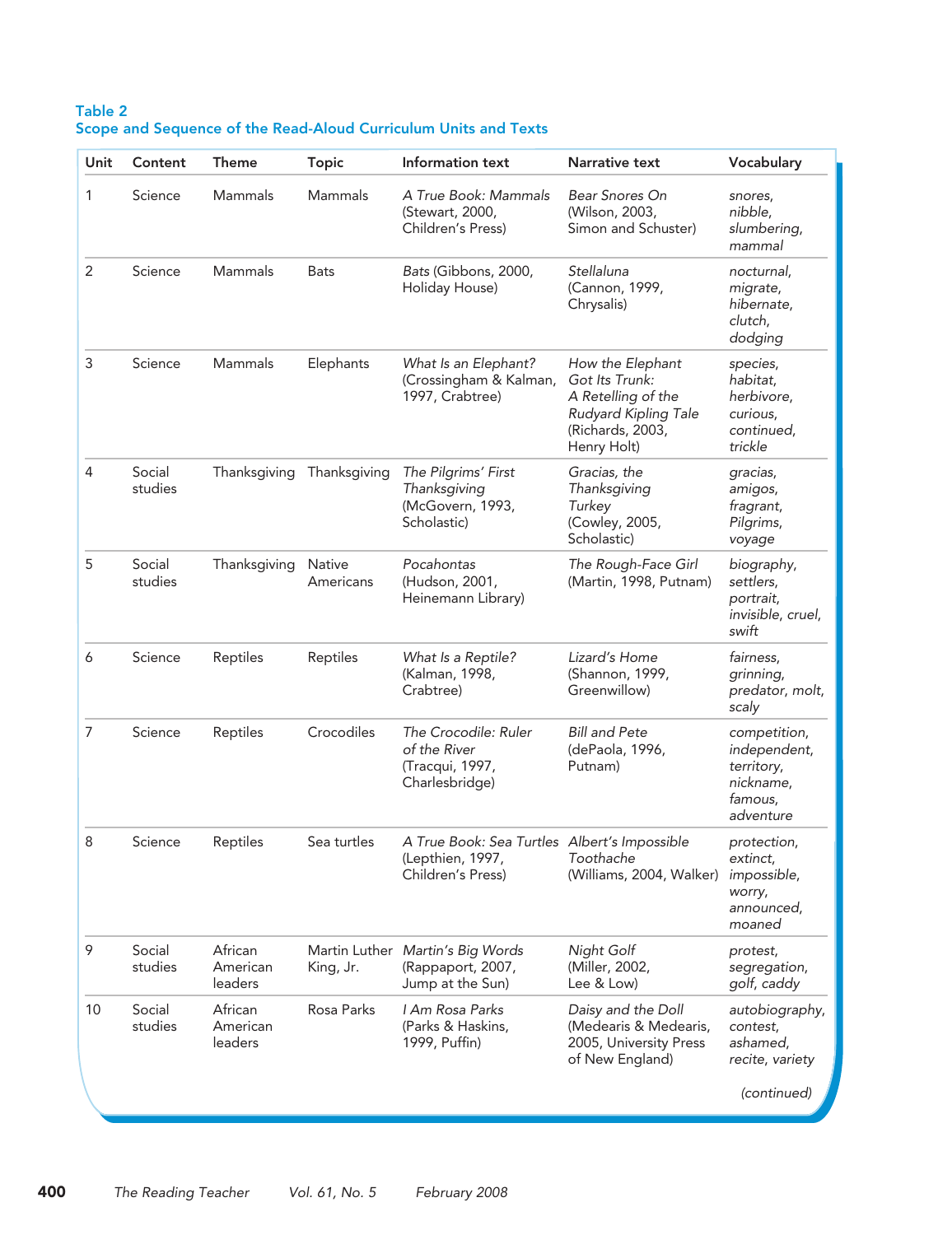**Table 2**
**Scope and Sequence of the Read-Aloud Curriculum Units and Texts**

| Unit | Content | Theme | Topic | Information text | Narrative text | Vocabulary |
|---|---|---|---|---|---|---|
| 1 | Science | Mammals | Mammals | *A True Book: Mammals* (Stewart, 2000, Children's Press) | *Bear Snores On* (Wilson, 2003, Simon and Schuster) | *snores, nibble, slumbering, mammal* |
| 2 | Science | Mammals | Bats | *Bats* (Gibbons, 2000, Holiday House) | *Stellaluna* (Cannon, 1999, Chrysalis) | *nocturnal, migrate, hibernate, clutch, dodging* |
| 3 | Science | Mammals | Elephants | *What Is an Elephant?* (Crossingham & Kalman, 1997, Crabtree) | *How the Elephant Got Its Trunk: A Retelling of the Rudyard Kipling Tale* (Richards, 2003, Henry Holt) | *species, habitat, herbivore, curious, continued, trickle* |
| 4 | Social studies | Thanksgiving | Thanksgiving | *The Pilgrims' First Thanksgiving* (McGovern, 1993, Scholastic) | *Gracias, the Thanksgiving Turkey* (Cowley, 2005, Scholastic) | *gracias, amigos, fragrant, Pilgrims, voyage* |
| 5 | Social studies | Thanksgiving | Native Americans | *Pocahontas* (Hudson, 2001, Heinemann Library) | *The Rough-Face Girl* (Martin, 1998, Putnam) | *biography, settlers, portrait, invisible, cruel, swift* |
| 6 | Science | Reptiles | Reptiles | *What Is a Reptile?* (Kalman, 1998, Crabtree) | *Lizard's Home* (Shannon, 1999, Greenwillow) | *fairness, grinning, predator, molt, scaly* |
| 7 | Science | Reptiles | Crocodiles | *The Crocodile: Ruler of the River* (Tracqui, 1997, Charlesbridge) | *Bill and Pete* (dePaola, 1996, Putnam) | *competition, independent, territory, nickname, famous, adventure* |
| 8 | Science | Reptiles | Sea turtles | *A True Book: Sea Turtles* (Lepthien, 1997, Children's Press) | *Albert's Impossible Toothache* (Williams, 2004, Walker) | *protection, extinct, impossible, worry, announced, moaned* |
| 9 | Social studies | African American leaders | Martin Luther King, Jr. | *Martin's Big Words* (Rappaport, 2007, Jump at the Sun) | *Night Golf* (Miller, 2002, Lee & Low) | *protest, segregation, golf, caddy* |
| 10 | Social studies | African American leaders | Rosa Parks | *I Am Rosa Parks* (Parks & Haskins, 1999, Puffin) | *Daisy and the Doll* (Medearis & Medearis, 2005, University Press of New England) | *autobiography, contest, ashamed, recite, variety* |

*(continued)*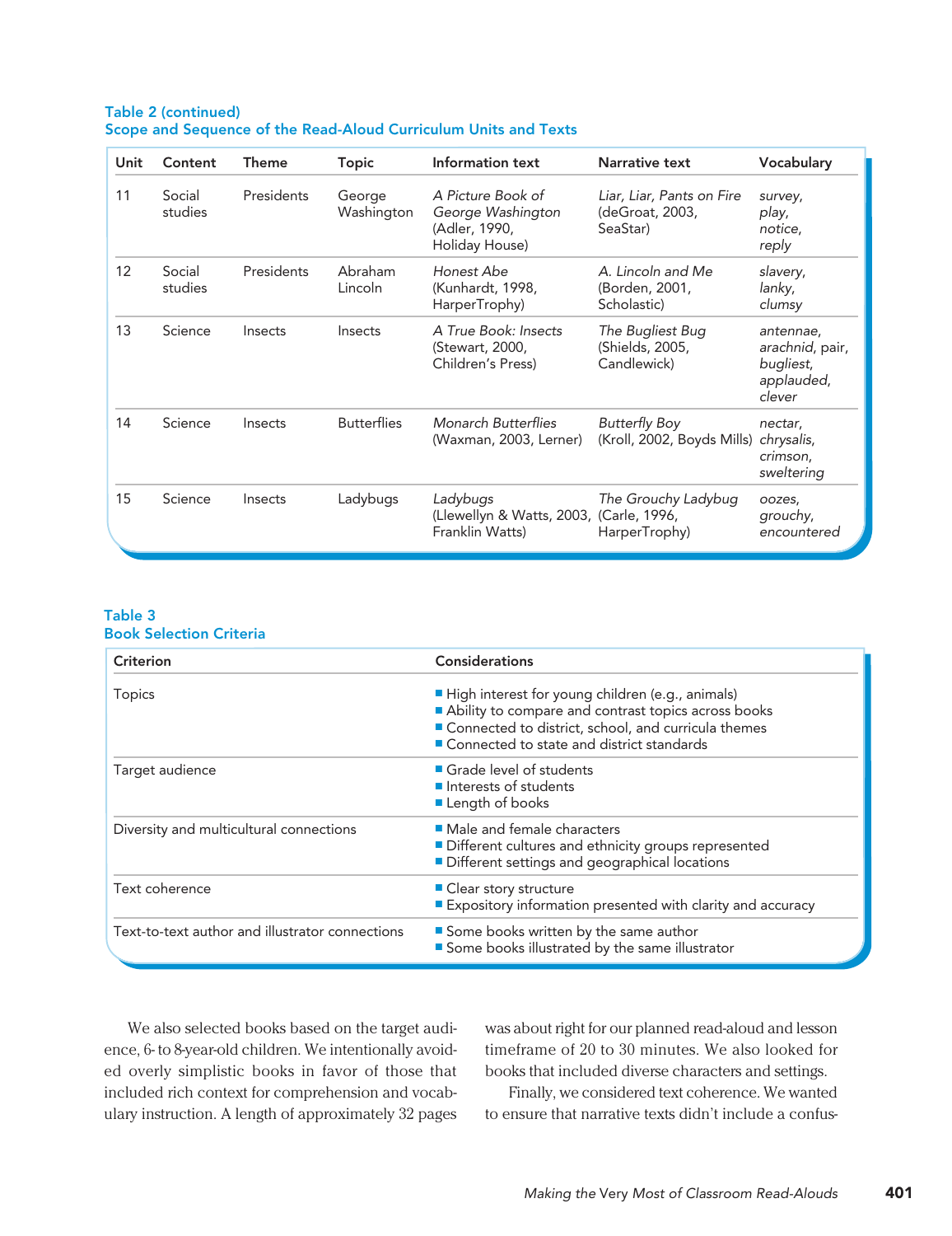**Table 2 (continued)**
**Scope and Sequence of the Read-Aloud Curriculum Units and Texts**

| Unit | Content | Theme | Topic | Information text | Narrative text | Vocabulary |
|---|---|---|---|---|---|---|
| 11 | Social studies | Presidents | George Washington | *A Picture Book of George Washington* (Adler, 1990, Holiday House) | *Liar, Liar, Pants on Fire* (deGroat, 2003, SeaStar) | *survey, play, notice, reply* |
| 12 | Social studies | Presidents | Abraham Lincoln | *Honest Abe* (Kunhardt, 1998, HarperTrophy) | *A. Lincoln and Me* (Borden, 2001, Scholastic) | *slavery, lanky, clumsy* |
| 13 | Science | Insects | Insects | *A True Book: Insects* (Stewart, 2000, Children's Press) | *The Bugliest Bug* (Shields, 2005, Candlewick) | *antennae, arachnid*, pair, *bugliest, applauded, clever* |
| 14 | Science | Insects | Butterflies | *Monarch Butterflies* (Waxman, 2003, Lerner) | *Butterfly Boy* (Kroll, 2002, Boyds Mills) | *nectar, chrysalis, crimson, sweltering* |
| 15 | Science | Insects | Ladybugs | *Ladybugs* (Llewellyn & Watts, 2003, Franklin Watts) | *The Grouchy Ladybug* (Carle, 1996, HarperTrophy) | *oozes, grouchy, encountered* |

**Table 3**
**Book Selection Criteria**

| Criterion | Considerations |
|---|---|
| Topics | ■ High interest for young children (e.g., animals)<br>■ Ability to compare and contrast topics across books<br>■ Connected to district, school, and curricula themes<br>■ Connected to state and district standards |
| Target audience | ■ Grade level of students<br>■ Interests of students<br>■ Length of books |
| Diversity and multicultural connections | ■ Male and female characters<br>■ Different cultures and ethnicity groups represented<br>■ Different settings and geographical locations |
| Text coherence | ■ Clear story structure<br>■ Expository information presented with clarity and accuracy |
| Text-to-text author and illustrator connections | ■ Some books written by the same author<br>■ Some books illustrated by the same illustrator |

We also selected books based on the target audience, 6- to 8-year-old children. We intentionally avoided overly simplistic books in favor of those that included rich context for comprehension and vocabulary instruction. A length of approximately 32 pages was about right for our planned read-aloud and lesson timeframe of 20 to 30 minutes. We also looked for books that included diverse characters and settings.

Finally, we considered text coherence. We wanted to ensure that narrative texts didn't include a confus-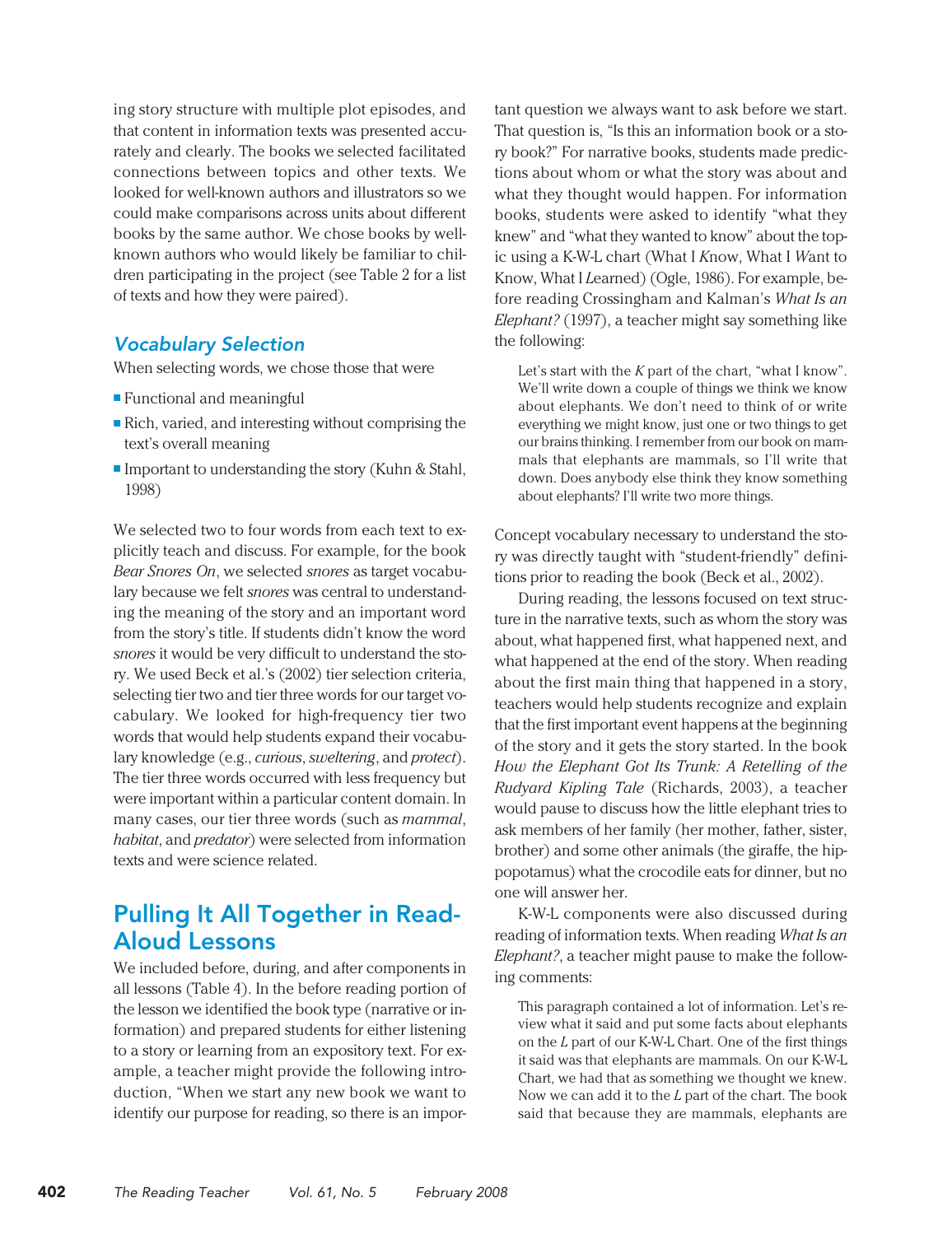ing story structure with multiple plot episodes, and that content in information texts was presented accurately and clearly. The books we selected facilitated connections between topics and other texts. We looked for well-known authors and illustrators so we could make comparisons across units about different books by the same author. We chose books by well-known authors who would likely be familiar to children participating in the project (see Table 2 for a list of texts and how they were paired).

### Vocabulary Selection

When selecting words, we chose those that were

- Functional and meaningful
- Rich, varied, and interesting without comprising the text's overall meaning
- Important to understanding the story (Kuhn & Stahl, 1998)

We selected two to four words from each text to explicitly teach and discuss. For example, for the book *Bear Snores On*, we selected *snores* as target vocabulary because we felt *snores* was central to understanding the meaning of the story and an important word from the story's title. If students didn't know the word *snores* it would be very difficult to understand the story. We used Beck et al.'s (2002) tier selection criteria, selecting tier two and tier three words for our target vocabulary. We looked for high-frequency tier two words that would help students expand their vocabulary knowledge (e.g., *curious*, *sweltering*, and *protect*). The tier three words occurred with less frequency but were important within a particular content domain. In many cases, our tier three words (such as *mammal*, *habitat*, and *predator*) were selected from information texts and were science related.

## Pulling It All Together in Read-Aloud Lessons

We included before, during, and after components in all lessons (Table 4). In the before reading portion of the lesson we identified the book type (narrative or information) and prepared students for either listening to a story or learning from an expository text. For example, a teacher might provide the following introduction, "When we start any new book we want to identify our purpose for reading, so there is an important question we always want to ask before we start. That question is, "Is this an information book or a story book?" For narrative books, students made predictions about whom or what the story was about and what they thought would happen. For information books, students were asked to identify "what they knew" and "what they wanted to know" about the topic using a K-W-L chart (What I *K*now, What I *W*ant to Know, What I *L*earned) (Ogle, 1986). For example, before reading Crossingham and Kalman's *What Is an Elephant?* (1997), a teacher might say something like the following:

> Let's start with the *K* part of the chart, "what I know". We'll write down a couple of things we think we know about elephants. We don't need to think of or write everything we might know, just one or two things to get our brains thinking. I remember from our book on mammals that elephants are mammals, so I'll write that down. Does anybody else think they know something about elephants? I'll write two more things.

Concept vocabulary necessary to understand the story was directly taught with "student-friendly" definitions prior to reading the book (Beck et al., 2002).

During reading, the lessons focused on text structure in the narrative texts, such as whom the story was about, what happened first, what happened next, and what happened at the end of the story. When reading about the first main thing that happened in a story, teachers would help students recognize and explain that the first important event happens at the beginning of the story and it gets the story started. In the book *How the Elephant Got Its Trunk: A Retelling of the Rudyard Kipling Tale* (Richards, 2003), a teacher would pause to discuss how the little elephant tries to ask members of her family (her mother, father, sister, brother) and some other animals (the giraffe, the hippopotamus) what the crocodile eats for dinner, but no one will answer her.

K-W-L components were also discussed during reading of information texts. When reading *What Is an Elephant?*, a teacher might pause to make the following comments:

> This paragraph contained a lot of information. Let's review what it said and put some facts about elephants on the *L* part of our K-W-L Chart. One of the first things it said was that elephants are mammals. On our K-W-L Chart, we had that as something we thought we knew. Now we can add it to the *L* part of the chart. The book said that because they are mammals, elephants are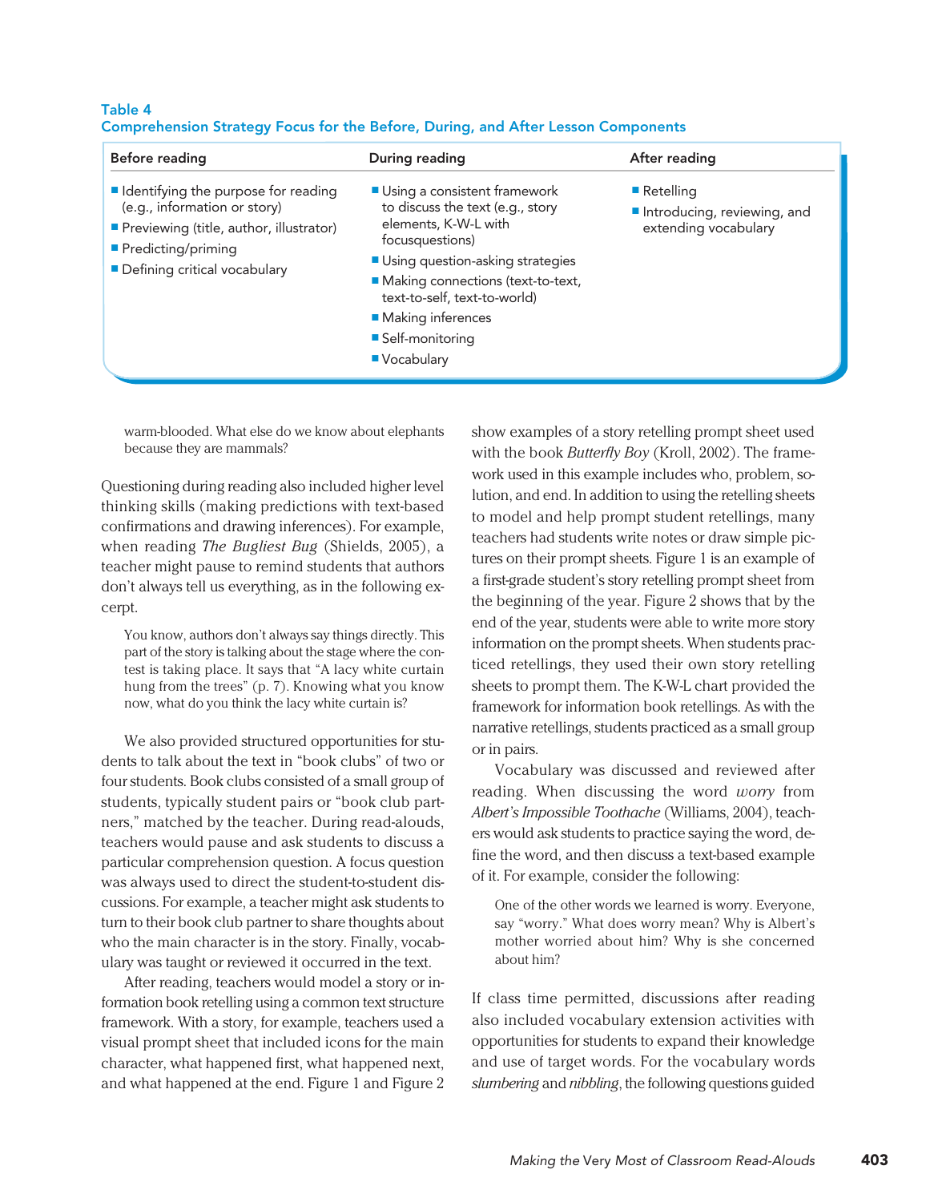**Table 4**
**Comprehension Strategy Focus for the Before, During, and After Lesson Components**

| Before reading | During reading | After reading |
|---|---|---|
| ■ Identifying the purpose for reading (e.g., information or story)<br>■ Previewing (title, author, illustrator)<br>■ Predicting/priming<br>■ Defining critical vocabulary | ■ Using a consistent framework to discuss the text (e.g., story elements, K-W-L with focusquestions)<br>■ Using question-asking strategies<br>■ Making connections (text-to-text, text-to-self, text-to-world)<br>■ Making inferences<br>■ Self-monitoring<br>■ Vocabulary | ■ Retelling<br>■ Introducing, reviewing, and extending vocabulary |

> warm-blooded. What else do we know about elephants because they are mammals?

Questioning during reading also included higher level thinking skills (making predictions with text-based confirmations and drawing inferences). For example, when reading *The Bugliest Bug* (Shields, 2005), a teacher might pause to remind students that authors don't always tell us everything, as in the following excerpt.

> You know, authors don't always say things directly. This part of the story is talking about the stage where the contest is taking place. It says that "A lacy white curtain hung from the trees" (p. 7). Knowing what you know now, what do you think the lacy white curtain is?

We also provided structured opportunities for students to talk about the text in "book clubs" of two or four students. Book clubs consisted of a small group of students, typically student pairs or "book club partners," matched by the teacher. During read-alouds, teachers would pause and ask students to discuss a particular comprehension question. A focus question was always used to direct the student-to-student discussions. For example, a teacher might ask students to turn to their book club partner to share thoughts about who the main character is in the story. Finally, vocabulary was taught or reviewed it occurred in the text.

After reading, teachers would model a story or information book retelling using a common text structure framework. With a story, for example, teachers used a visual prompt sheet that included icons for the main character, what happened first, what happened next, and what happened at the end. Figure 1 and Figure 2 show examples of a story retelling prompt sheet used with the book *Butterfly Boy* (Kroll, 2002). The framework used in this example includes who, problem, solution, and end. In addition to using the retelling sheets to model and help prompt student retellings, many teachers had students write notes or draw simple pictures on their prompt sheets. Figure 1 is an example of a first-grade student's story retelling prompt sheet from the beginning of the year. Figure 2 shows that by the end of the year, students were able to write more story information on the prompt sheets. When students practiced retellings, they used their own story retelling sheets to prompt them. The K-W-L chart provided the framework for information book retellings. As with the narrative retellings, students practiced as a small group or in pairs.

Vocabulary was discussed and reviewed after reading. When discussing the word *worry* from *Albert's Impossible Toothache* (Williams, 2004), teachers would ask students to practice saying the word, define the word, and then discuss a text-based example of it. For example, consider the following:

> One of the other words we learned is worry. Everyone, say "worry." What does worry mean? Why is Albert's mother worried about him? Why is she concerned about him?

If class time permitted, discussions after reading also included vocabulary extension activities with opportunities for students to expand their knowledge and use of target words. For the vocabulary words *slumbering* and *nibbling*, the following questions guided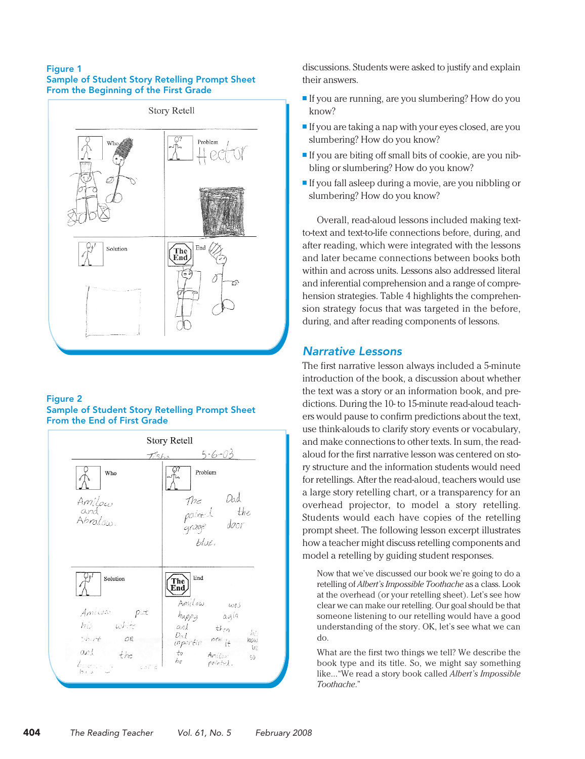Figure 1
Sample of Student Story Retelling Prompt Sheet From the Beginning of the First Grade

Figure 2
Sample of Student Story Retelling Prompt Sheet From the End of First Grade

discussions. Students were asked to justify and explain their answers.

- If you are running, are you slumbering? How do you know?
- If you are taking a nap with your eyes closed, are you slumbering? How do you know?
- If you are biting off small bits of cookie, are you nibbling or slumbering? How do you know?
- If you fall asleep during a movie, are you nibbling or slumbering? How do you know?

Overall, read-aloud lessons included making text-to-text and text-to-life connections before, during, and after reading, which were integrated with the lessons and later became connections between books both within and across units. Lessons also addressed literal and inferential comprehension and a range of comprehension strategies. Table 4 highlights the comprehension strategy focus that was targeted in the before, during, and after reading components of lessons.

## Narrative Lessons

The first narrative lesson always included a 5-minute introduction of the book, a discussion about whether the text was a story or an information book, and predictions. During the 10- to 15-minute read-aloud teachers would pause to confirm predictions about the text, use think-alouds to clarify story events or vocabulary, and make connections to other texts. In sum, the read-aloud for the first narrative lesson was centered on story structure and the information students would need for retellings. After the read-aloud, teachers would use a large story retelling chart, or a transparency for an overhead projector, to model a story retelling. Students would each have copies of the retelling prompt sheet. The following lesson excerpt illustrates how a teacher might discuss retelling components and model a retelling by guiding student responses.

> Now that we've discussed our book we're going to do a retelling of *Albert's Impossible Toothache* as a class. Look at the overhead (or your retelling sheet). Let's see how clear we can make our retelling. Our goal should be that someone listening to our retelling would have a good understanding of the story. OK, let's see what we can do.
>
> What are the first two things we tell? We describe the book type and its title. So, we might say something like..."We read a story book called *Albert's Impossible Toothache*."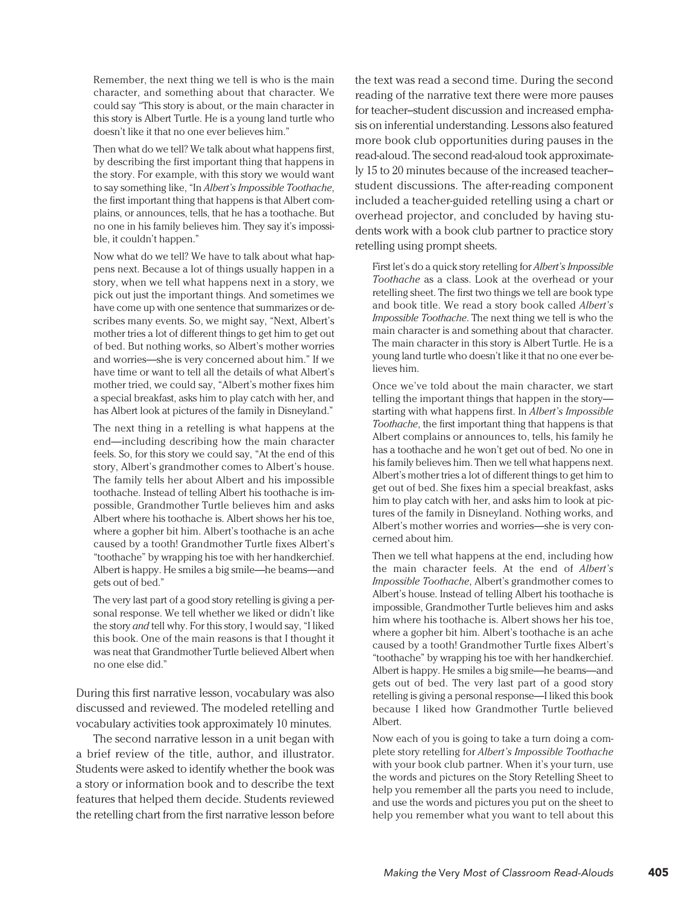> Remember, the next thing we tell is who is the main character, and something about that character. We could say "This story is about, or the main character in this story is Albert Turtle. He is a young land turtle who doesn't like it that no one ever believes him."
>
> Then what do we tell? We talk about what happens first, by describing the first important thing that happens in the story. For example, with this story we would want to say something like, "In *Albert's Impossible Toothache*, the first important thing that happens is that Albert complains, or announces, tells, that he has a toothache. But no one in his family believes him. They say it's impossible, it couldn't happen."
>
> Now what do we tell? We have to talk about what happens next. Because a lot of things usually happen in a story, when we tell what happens next in a story, we pick out just the important things. And sometimes we have come up with one sentence that summarizes or describes many events. So, we might say, "Next, Albert's mother tries a lot of different things to get him to get out of bed. But nothing works, so Albert's mother worries and worries—she is very concerned about him." If we have time or want to tell all the details of what Albert's mother tried, we could say, "Albert's mother fixes him a special breakfast, asks him to play catch with her, and has Albert look at pictures of the family in Disneyland."
>
> The next thing in a retelling is what happens at the end—including describing how the main character feels. So, for this story we could say, "At the end of this story, Albert's grandmother comes to Albert's house. The family tells her about Albert and his impossible toothache. Instead of telling Albert his toothache is impossible, Grandmother Turtle believes him and asks Albert where his toothache is. Albert shows her his toe, where a gopher bit him. Albert's toothache is an ache caused by a tooth! Grandmother Turtle fixes Albert's "toothache" by wrapping his toe with her handkerchief. Albert is happy. He smiles a big smile—he beams—and gets out of bed."
>
> The very last part of a good story retelling is giving a personal response. We tell whether we liked or didn't like the story *and* tell why. For this story, I would say, "I liked this book. One of the main reasons is that I thought it was neat that Grandmother Turtle believed Albert when no one else did."

During this first narrative lesson, vocabulary was also discussed and reviewed. The modeled retelling and vocabulary activities took approximately 10 minutes.

The second narrative lesson in a unit began with a brief review of the title, author, and illustrator. Students were asked to identify whether the book was a story or information book and to describe the text features that helped them decide. Students reviewed the retelling chart from the first narrative lesson before the text was read a second time. During the second reading of the narrative text there were more pauses for teacher–student discussion and increased emphasis on inferential understanding. Lessons also featured more book club opportunities during pauses in the read-aloud. The second read-aloud took approximately 15 to 20 minutes because of the increased teacher–student discussions. The after-reading component included a teacher-guided retelling using a chart or overhead projector, and concluded by having students work with a book club partner to practice story retelling using prompt sheets.

> First let's do a quick story retelling for *Albert's Impossible Toothache* as a class. Look at the overhead or your retelling sheet. The first two things we tell are book type and book title. We read a story book called *Albert's Impossible Toothache*. The next thing we tell is who the main character is and something about that character. The main character in this story is Albert Turtle. He is a young land turtle who doesn't like it that no one ever believes him.
>
> Once we've told about the main character, we start telling the important things that happen in the story—starting with what happens first. In *Albert's Impossible Toothache*, the first important thing that happens is that Albert complains or announces to, tells, his family he has a toothache and he won't get out of bed. No one in his family believes him. Then we tell what happens next. Albert's mother tries a lot of different things to get him to get out of bed. She fixes him a special breakfast, asks him to play catch with her, and asks him to look at pictures of the family in Disneyland. Nothing works, and Albert's mother worries and worries—she is very concerned about him.
>
> Then we tell what happens at the end, including how the main character feels. At the end of *Albert's Impossible Toothache*, Albert's grandmother comes to Albert's house. Instead of telling Albert his toothache is impossible, Grandmother Turtle believes him and asks him where his toothache is. Albert shows her his toe, where a gopher bit him. Albert's toothache is an ache caused by a tooth! Grandmother Turtle fixes Albert's "toothache" by wrapping his toe with her handkerchief. Albert is happy. He smiles a big smile—he beams—and gets out of bed. The very last part of a good story retelling is giving a personal response—I liked this book because I liked how Grandmother Turtle believed Albert.
>
> Now each of you is going to take a turn doing a complete story retelling for *Albert's Impossible Toothache* with your book club partner. When it's your turn, use the words and pictures on the Story Retelling Sheet to help you remember all the parts you need to include, and use the words and pictures you put on the sheet to help you remember what you want to tell about this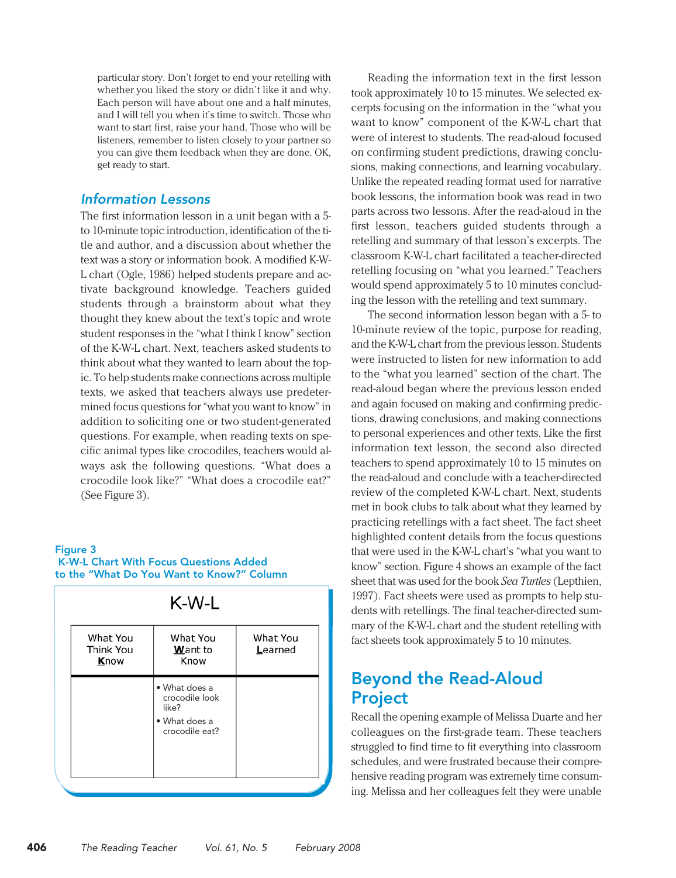particular story. Don't forget to end your retelling with whether you liked the story or didn't like it and why. Each person will have about one and a half minutes, and I will tell you when it's time to switch. Those who want to start first, raise your hand. Those who will be listeners, remember to listen closely to your partner so you can give them feedback when they are done. OK, get ready to start.

### *Information Lessons*

The first information lesson in a unit began with a 5- to 10-minute topic introduction, identification of the title and author, and a discussion about whether the text was a story or information book. A modified K-W-L chart (Ogle, 1986) helped students prepare and activate background knowledge. Teachers guided students through a brainstorm about what they thought they knew about the text's topic and wrote student responses in the "what I think I know" section of the K-W-L chart. Next, teachers asked students to think about what they wanted to learn about the topic. To help students make connections across multiple texts, we asked that teachers always use predetermined focus questions for "what you want to know" in addition to soliciting one or two student-generated questions. For example, when reading texts on specific animal types like crocodiles, teachers would always ask the following questions. "What does a crocodile look like?" "What does a crocodile eat?" (See Figure 3).

Figure 3
K-W-L Chart With Focus Questions Added to the "What Do You Want to Know?" Column

K-W-L

| What You Think You **K**now | What You **W**ant to Know | What You **L**earned |
|---|---|---|
| | • What does a crocodile look like?<br>• What does a crocodile eat? | |

Reading the information text in the first lesson took approximately 10 to 15 minutes. We selected excerpts focusing on the information in the "what you want to know" component of the K-W-L chart that were of interest to students. The read-aloud focused on confirming student predictions, drawing conclusions, making connections, and learning vocabulary. Unlike the repeated reading format used for narrative book lessons, the information book was read in two parts across two lessons. After the read-aloud in the first lesson, teachers guided students through a retelling and summary of that lesson's excerpts. The classroom K-W-L chart facilitated a teacher-directed retelling focusing on "what you learned." Teachers would spend approximately 5 to 10 minutes concluding the lesson with the retelling and text summary.

The second information lesson began with a 5- to 10-minute review of the topic, purpose for reading, and the K-W-L chart from the previous lesson. Students were instructed to listen for new information to add to the "what you learned" section of the chart. The read-aloud began where the previous lesson ended and again focused on making and confirming predictions, drawing conclusions, and making connections to personal experiences and other texts. Like the first information text lesson, the second also directed teachers to spend approximately 10 to 15 minutes on the read-aloud and conclude with a teacher-directed review of the completed K-W-L chart. Next, students met in book clubs to talk about what they learned by practicing retellings with a fact sheet. The fact sheet highlighted content details from the focus questions that were used in the K-W-L chart's "what you want to know" section. Figure 4 shows an example of the fact sheet that was used for the book *Sea Turtles* (Lepthien, 1997). Fact sheets were used as prompts to help students with retellings. The final teacher-directed summary of the K-W-L chart and the student retelling with fact sheets took approximately 5 to 10 minutes.

## Beyond the Read-Aloud Project

Recall the opening example of Melissa Duarte and her colleagues on the first-grade team. These teachers struggled to find time to fit everything into classroom schedules, and were frustrated because their comprehensive reading program was extremely time consuming. Melissa and her colleagues felt they were unable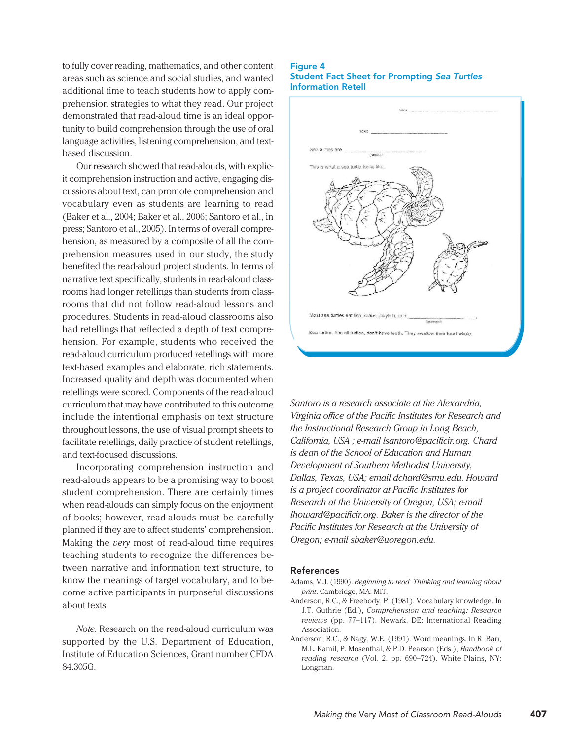to fully cover reading, mathematics, and other content areas such as science and social studies, and wanted additional time to teach students how to apply comprehension strategies to what they read. Our project demonstrated that read-aloud time is an ideal opportunity to build comprehension through the use of oral language activities, listening comprehension, and text-based discussion.

Our research showed that read-alouds, with explicit comprehension instruction and active, engaging discussions about text, can promote comprehension and vocabulary even as students are learning to read (Baker et al., 2004; Baker et al., 2006; Santoro et al., in press; Santoro et al., 2005). In terms of overall comprehension, as measured by a composite of all the comprehension measures used in our study, the study benefited the read-aloud project students. In terms of narrative text specifically, students in read-aloud classrooms had longer retellings than students from classrooms that did not follow read-aloud lessons and procedures. Students in read-aloud classrooms also had retellings that reflected a depth of text comprehension. For example, students who received the read-aloud curriculum produced retellings with more text-based examples and elaborate, rich statements. Increased quality and depth was documented when retellings were scored. Components of the read-aloud curriculum that may have contributed to this outcome include the intentional emphasis on text structure throughout lessons, the use of visual prompt sheets to facilitate retellings, daily practice of student retellings, and text-focused discussions.

Incorporating comprehension instruction and read-alouds appears to be a promising way to boost student comprehension. There are certainly times when read-alouds can simply focus on the enjoyment of books; however, read-alouds must be carefully planned if they are to affect students' comprehension. Making the *very* most of read-aloud time requires teaching students to recognize the differences between narrative and information text structure, to know the meanings of target vocabulary, and to become active participants in purposeful discussions about texts.

*Note*. Research on the read-aloud curriculum was supported by the U.S. Department of Education, Institute of Education Sciences, Grant number CFDA 84.305G.

**Figure 4**
**Student Fact Sheet for Prompting *Sea Turtles* Information Retell**

Name ______________________

TOPIC ______________________

Sea turtles are ______________________
(reptiles)

This is what a sea turtle looks like.

Most sea turtles eat fish, crabs, jellyfish, and ______________________.
(seaweed)

Sea turtles, like all turtles, don't have teeth. They swallow their food whole.

*Santoro is a research associate at the Alexandria, Virginia office of the Pacific Institutes for Research and the Instructional Research Group in Long Beach, California, USA ; e-mail lsantoro@pacificir.org. Chard is dean of the School of Education and Human Development of Southern Methodist University, Dallas, Texas, USA; email dchard@smu.edu. Howard is a project coordinator at Pacific Institutes for Research at the University of Oregon, USA; e-mail lhoward@pacificir.org. Baker is the director of the Pacific Institutes for Research at the University of Oregon; e-mail sbaker@uoregon.edu.*

## References

Adams, M.J. (1990). *Beginning to read: Thinking and learning about print*. Cambridge, MA: MIT.

Anderson, R.C., & Freebody, P. (1981). Vocabulary knowledge. In J.T. Guthrie (Ed.), *Comprehension and teaching: Research reviews* (pp. 77–117). Newark, DE: International Reading Association.

Anderson, R.C., & Nagy, W.E. (1991). Word meanings. In R. Barr, M.L. Kamil, P. Mosenthal, & P.D. Pearson (Eds.), *Handbook of reading research* (Vol. 2, pp. 690–724). White Plains, NY: Longman.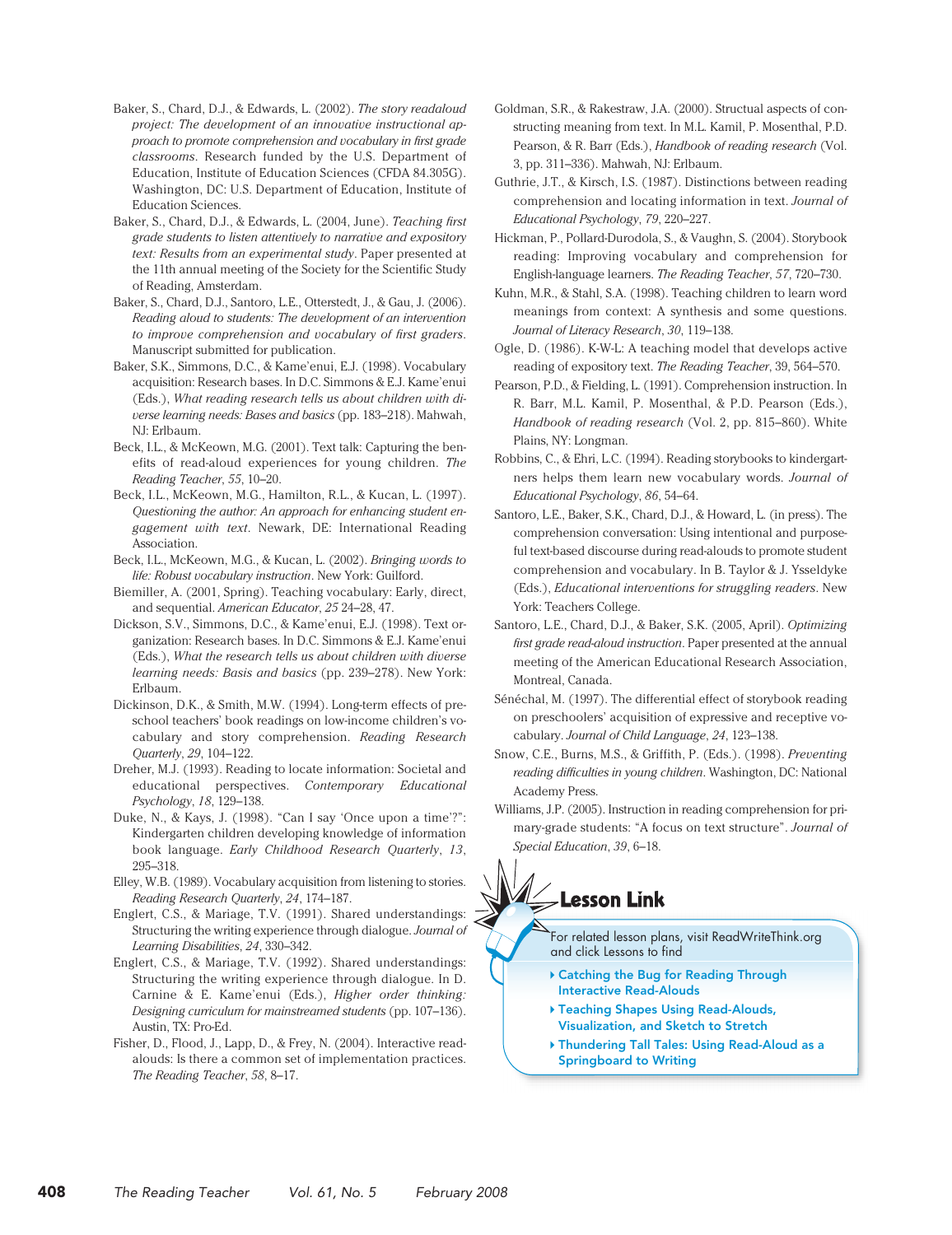Baker, S., Chard, D.J., & Edwards, L. (2002). *The story readaloud project: The development of an innovative instructional approach to promote comprehension and vocabulary in first grade classrooms*. Research funded by the U.S. Department of Education, Institute of Education Sciences (CFDA 84.305G). Washington, DC: U.S. Department of Education, Institute of Education Sciences.

Baker, S., Chard, D.J., & Edwards, L. (2004, June). *Teaching first grade students to listen attentively to narrative and expository text: Results from an experimental study*. Paper presented at the 11th annual meeting of the Society for the Scientific Study of Reading, Amsterdam.

Baker, S., Chard, D.J., Santoro, L.E., Otterstedt, J., & Gau, J. (2006). *Reading aloud to students: The development of an intervention to improve comprehension and vocabulary of first graders*. Manuscript submitted for publication.

Baker, S.K., Simmons, D.C., & Kame'enui, E.J. (1998). Vocabulary acquisition: Research bases. In D.C. Simmons & E.J. Kame'enui (Eds.), *What reading research tells us about children with diverse learning needs: Bases and basics* (pp. 183–218). Mahwah, NJ: Erlbaum.

Beck, I.L., & McKeown, M.G. (2001). Text talk: Capturing the benefits of read-aloud experiences for young children. *The Reading Teacher*, *55*, 10–20.

Beck, I.L., McKeown, M.G., Hamilton, R.L., & Kucan, L. (1997). *Questioning the author: An approach for enhancing student engagement with text*. Newark, DE: International Reading Association.

Beck, I.L., McKeown, M.G., & Kucan, L. (2002). *Bringing words to life: Robust vocabulary instruction*. New York: Guilford.

Biemiller, A. (2001, Spring). Teaching vocabulary: Early, direct, and sequential. *American Educator*, *25* 24–28, 47.

Dickson, S.V., Simmons, D.C., & Kame'enui, E.J. (1998). Text organization: Research bases. In D.C. Simmons & E.J. Kame'enui (Eds.), *What the research tells us about children with diverse learning needs: Basis and basics* (pp. 239–278). New York: Erlbaum.

Dickinson, D.K., & Smith, M.W. (1994). Long-term effects of preschool teachers' book readings on low-income children's vocabulary and story comprehension. *Reading Research Quarterly*, *29*, 104–122.

Dreher, M.J. (1993). Reading to locate information: Societal and educational perspectives. *Contemporary Educational Psychology*, *18*, 129–138.

Duke, N., & Kays, J. (1998). "Can I say 'Once upon a time'?": Kindergarten children developing knowledge of information book language. *Early Childhood Research Quarterly*, *13*, 295–318.

Elley, W.B. (1989). Vocabulary acquisition from listening to stories. *Reading Research Quarterly*, *24*, 174–187.

Englert, C.S., & Mariage, T.V. (1991). Shared understandings: Structuring the writing experience through dialogue. *Journal of Learning Disabilities*, *24*, 330–342.

Englert, C.S., & Mariage, T.V. (1992). Shared understandings: Structuring the writing experience through dialogue. In D. Carnine & E. Kame'enui (Eds.), *Higher order thinking: Designing curriculum for mainstreamed students* (pp. 107–136). Austin, TX: Pro-Ed.

Fisher, D., Flood, J., Lapp, D., & Frey, N. (2004). Interactive read-alouds: Is there a common set of implementation practices. *The Reading Teacher*, *58*, 8–17.

Goldman, S.R., & Rakestraw, J.A. (2000). Structual aspects of constructing meaning from text. In M.L. Kamil, P. Mosenthal, P.D. Pearson, & R. Barr (Eds.), *Handbook of reading research* (Vol. 3, pp. 311–336). Mahwah, NJ: Erlbaum.

Guthrie, J.T., & Kirsch, I.S. (1987). Distinctions between reading comprehension and locating information in text. *Journal of Educational Psychology*, *79*, 220–227.

Hickman, P., Pollard-Durodola, S., & Vaughn, S. (2004). Storybook reading: Improving vocabulary and comprehension for English-language learners. *The Reading Teacher*, *57*, 720–730.

Kuhn, M.R., & Stahl, S.A. (1998). Teaching children to learn word meanings from context: A synthesis and some questions. *Journal of Literacy Research*, *30*, 119–138.

Ogle, D. (1986). K-W-L: A teaching model that develops active reading of expository text. *The Reading Teacher*, 39, 564–570.

Pearson, P.D., & Fielding, L. (1991). Comprehension instruction. In R. Barr, M.L. Kamil, P. Mosenthal, & P.D. Pearson (Eds.), *Handbook of reading research* (Vol. 2, pp. 815–860). White Plains, NY: Longman.

Robbins, C., & Ehri, L.C. (1994). Reading storybooks to kindergartners helps them learn new vocabulary words. *Journal of Educational Psychology*, *86*, 54–64.

Santoro, L.E., Baker, S.K., Chard, D.J., & Howard, L. (in press). The comprehension conversation: Using intentional and purposeful text-based discourse during read-alouds to promote student comprehension and vocabulary. In B. Taylor & J. Ysseldyke (Eds.), *Educational interventions for struggling readers*. New York: Teachers College.

Santoro, L.E., Chard, D.J., & Baker, S.K. (2005, April). *Optimizing first grade read-aloud instruction*. Paper presented at the annual meeting of the American Educational Research Association, Montreal, Canada.

Sénéchal, M. (1997). The differential effect of storybook reading on preschoolers' acquisition of expressive and receptive vocabulary. *Journal of Child Language*, *24*, 123–138.

Snow, C.E., Burns, M.S., & Griffith, P. (Eds.). (1998). *Preventing reading difficulties in young children*. Washington, DC: National Academy Press.

Williams, J.P. (2005). Instruction in reading comprehension for primary-grade students: "A focus on text structure". *Journal of Special Education*, *39*, 6–18.

## Lesson Link

For related lesson plans, visit ReadWriteThink.org and click Lessons to find

- Catching the Bug for Reading Through Interactive Read-Alouds
- Teaching Shapes Using Read-Alouds, Visualization, and Sketch to Stretch
- Thundering Tall Tales: Using Read-Aloud as a Springboard to Writing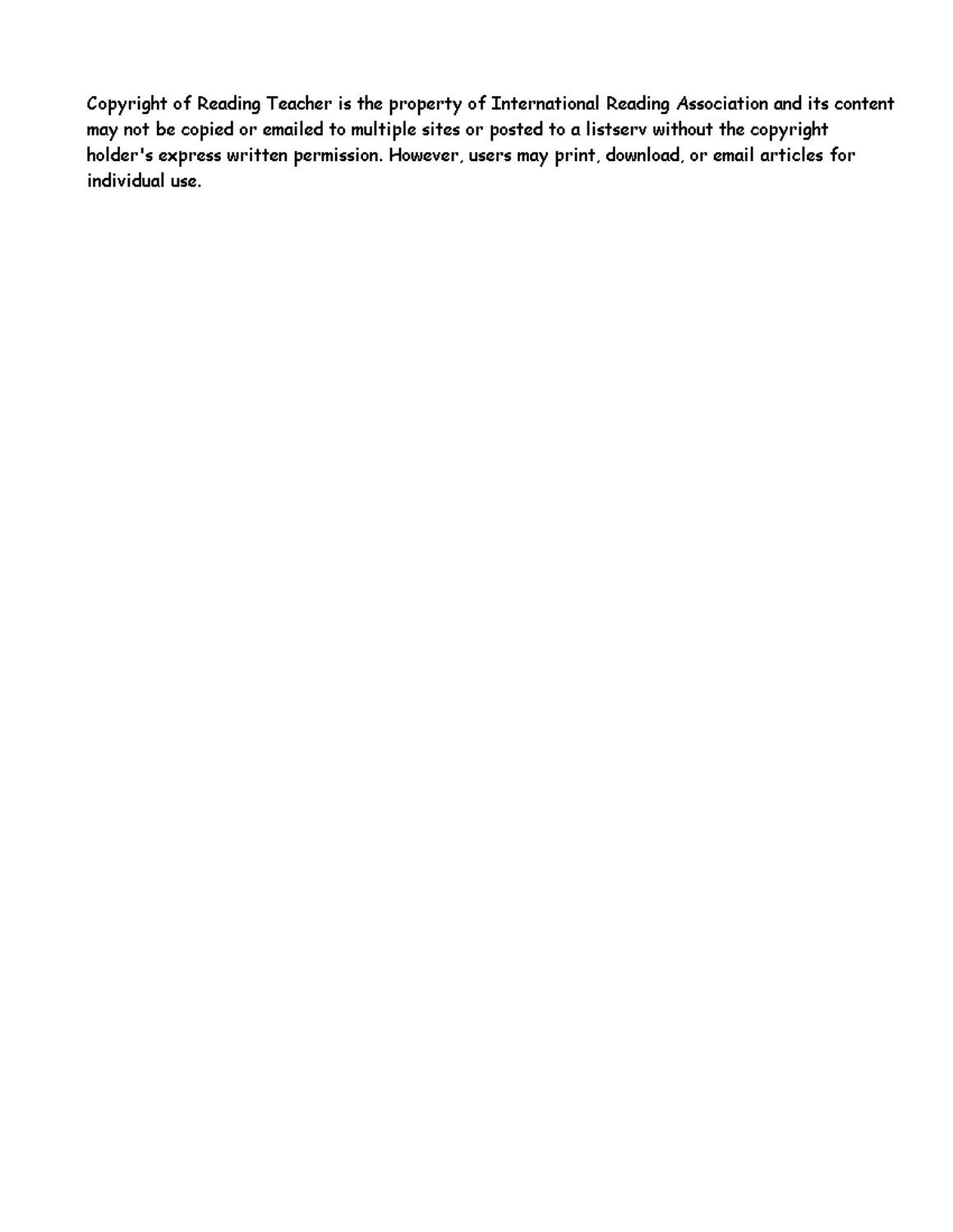Copyright of Reading Teacher is the property of International Reading Association and its content may not be copied or emailed to multiple sites or posted to a listserv without the copyright holder's express written permission. However, users may print, download, or email articles for individual use.